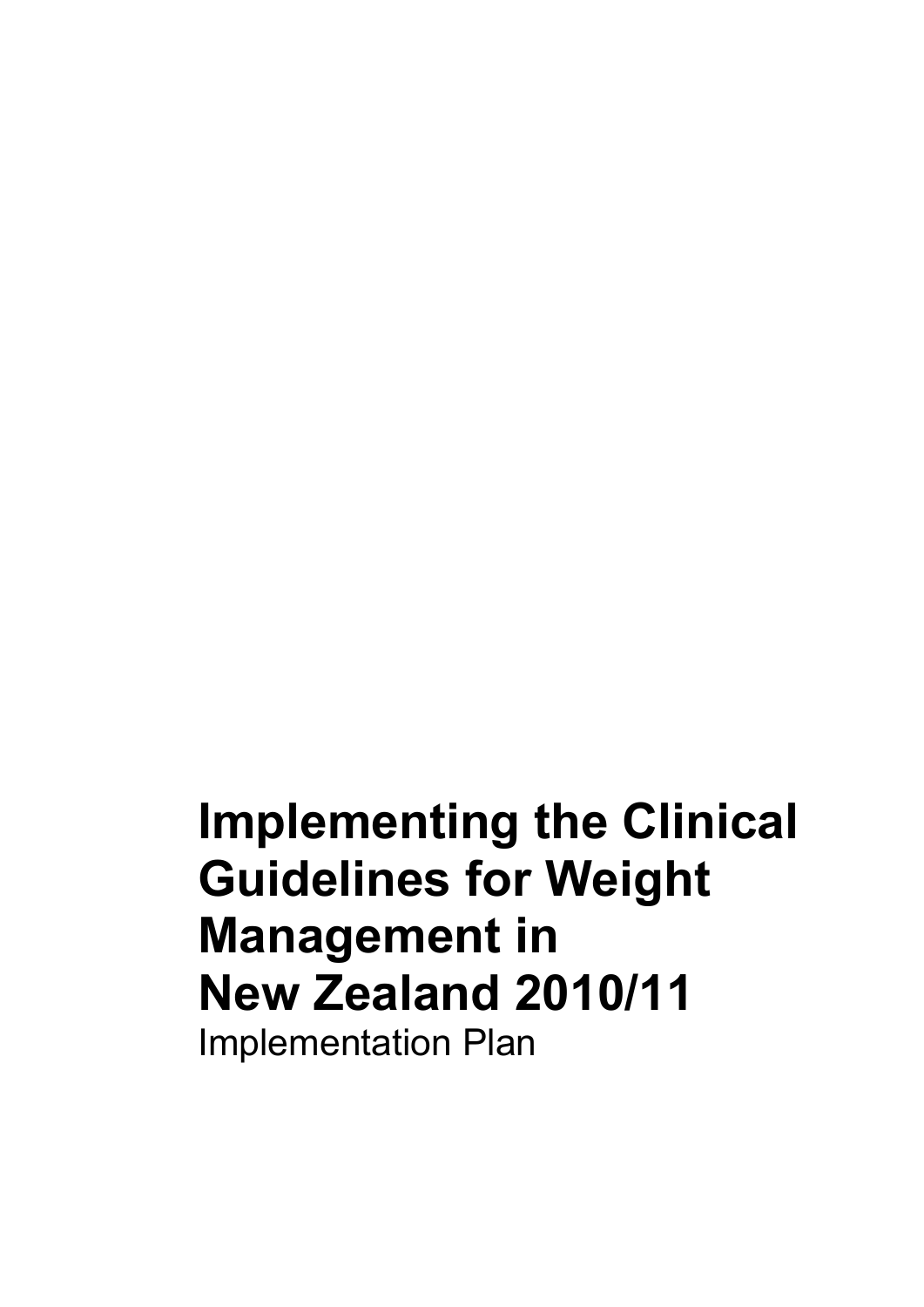# Implementing the Clinical Guidelines for Weight Management in New Zealand 2010/11

Implementation Plan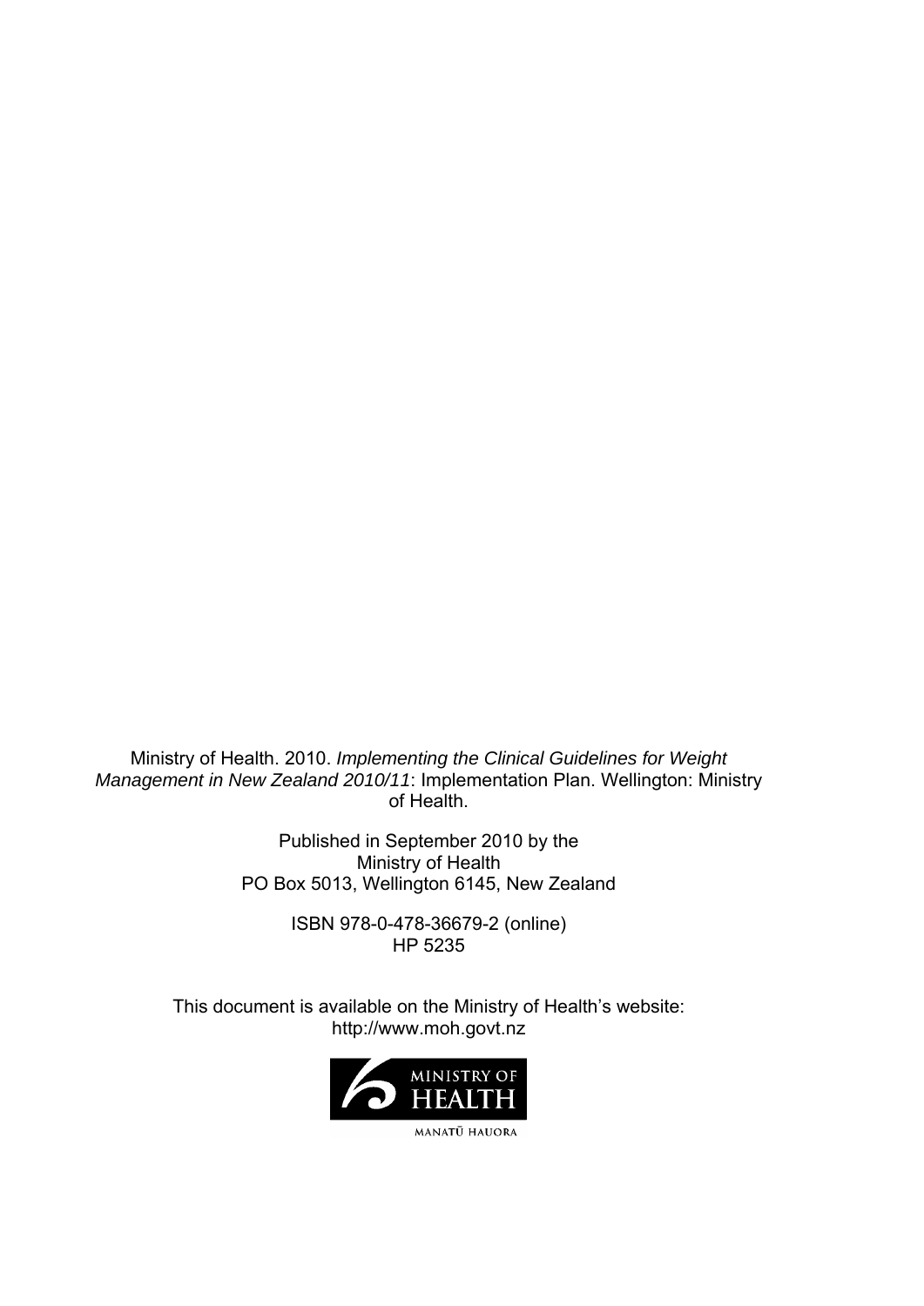Ministry of Health. 2010. *Implementing the Clinical Guidelines for Weight Management in New Zealand 2010/11*: Implementation Plan. Wellington: Ministry of Health.

Published in September 2010 by the
Ministry of Health
PO Box 5013, Wellington 6145, New Zealand

ISBN 978-0-478-36679-2 (online)
HP 5235

This document is available on the Ministry of Health's website:
http://www.moh.govt.nz

MINISTRY OF HEALTH
MANATŪ HAUORA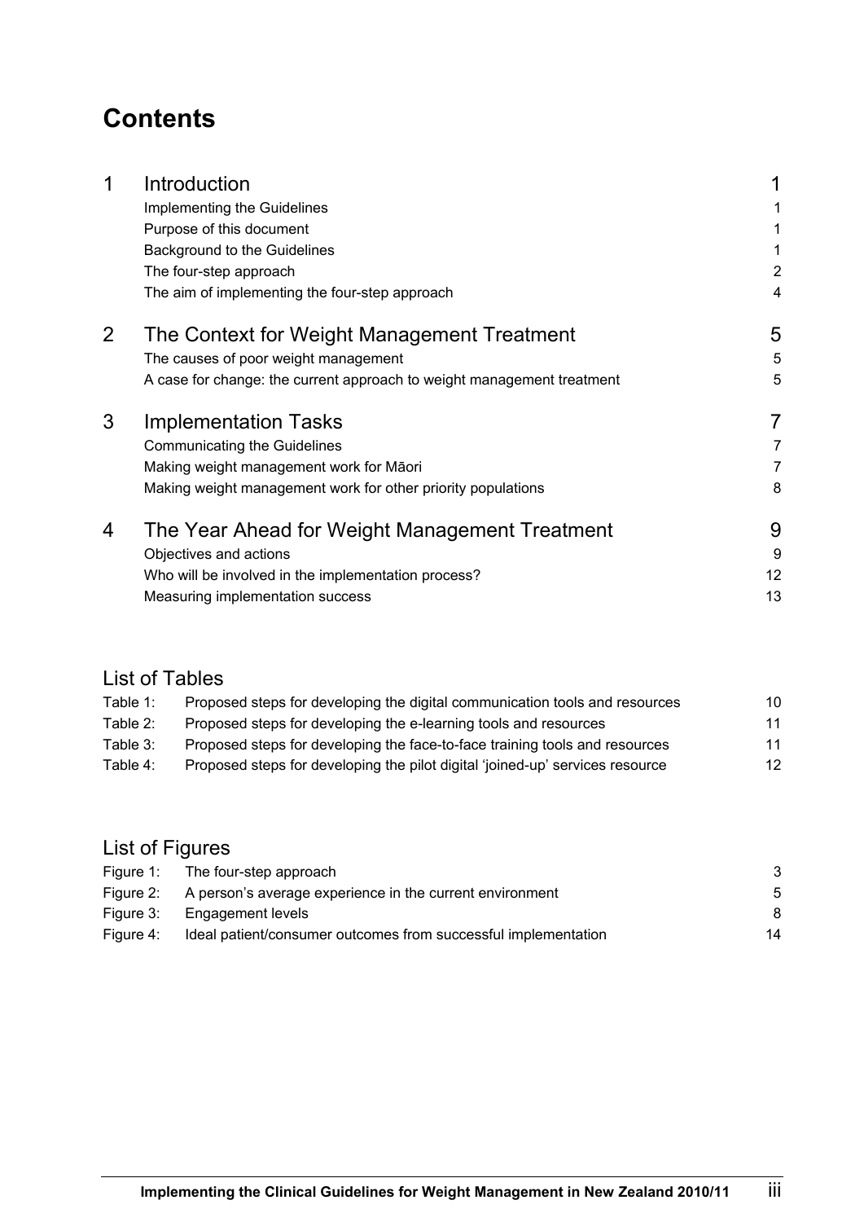# Contents

| | | |
|---|---|---|
| 1 | **Introduction** | 1 |
| | Implementing the Guidelines | 1 |
| | Purpose of this document | 1 |
| | Background to the Guidelines | 1 |
| | The four-step approach | 2 |
| | The aim of implementing the four-step approach | 4 |
| 2 | **The Context for Weight Management Treatment** | 5 |
| | The causes of poor weight management | 5 |
| | A case for change: the current approach to weight management treatment | 5 |
| 3 | **Implementation Tasks** | 7 |
| | Communicating the Guidelines | 7 |
| | Making weight management work for Māori | 7 |
| | Making weight management work for other priority populations | 8 |
| 4 | **The Year Ahead for Weight Management Treatment** | 9 |
| | Objectives and actions | 9 |
| | Who will be involved in the implementation process? | 12 |
| | Measuring implementation success | 13 |

## List of Tables

| | | |
|---|---|---|
| Table 1: | Proposed steps for developing the digital communication tools and resources | 10 |
| Table 2: | Proposed steps for developing the e-learning tools and resources | 11 |
| Table 3: | Proposed steps for developing the face-to-face training tools and resources | 11 |
| Table 4: | Proposed steps for developing the pilot digital 'joined-up' services resource | 12 |

## List of Figures

| | | |
|---|---|---|
| Figure 1: | The four-step approach | 3 |
| Figure 2: | A person's average experience in the current environment | 5 |
| Figure 3: | Engagement levels | 8 |
| Figure 4: | Ideal patient/consumer outcomes from successful implementation | 14 |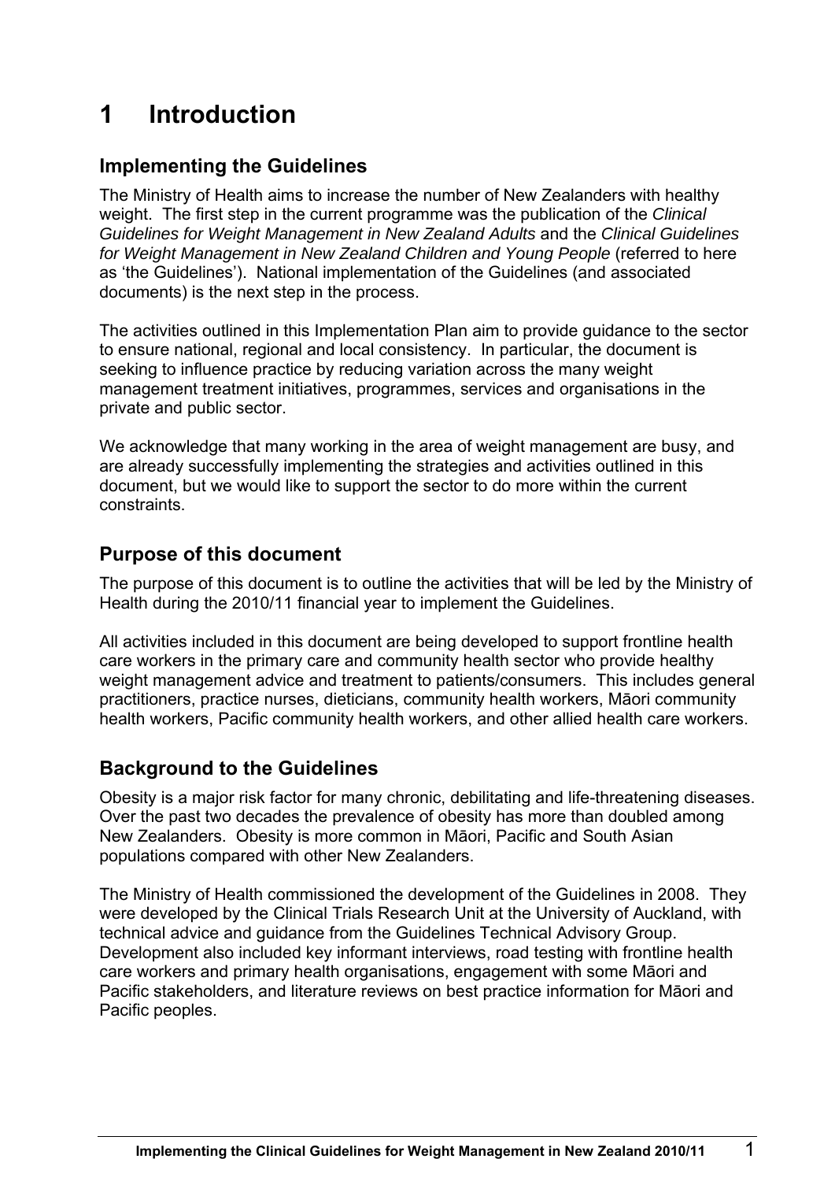# 1 Introduction

## Implementing the Guidelines

The Ministry of Health aims to increase the number of New Zealanders with healthy weight. The first step in the current programme was the publication of the *Clinical Guidelines for Weight Management in New Zealand Adults* and the *Clinical Guidelines for Weight Management in New Zealand Children and Young People* (referred to here as 'the Guidelines'). National implementation of the Guidelines (and associated documents) is the next step in the process.

The activities outlined in this Implementation Plan aim to provide guidance to the sector to ensure national, regional and local consistency. In particular, the document is seeking to influence practice by reducing variation across the many weight management treatment initiatives, programmes, services and organisations in the private and public sector.

We acknowledge that many working in the area of weight management are busy, and are already successfully implementing the strategies and activities outlined in this document, but we would like to support the sector to do more within the current constraints.

## Purpose of this document

The purpose of this document is to outline the activities that will be led by the Ministry of Health during the 2010/11 financial year to implement the Guidelines.

All activities included in this document are being developed to support frontline health care workers in the primary care and community health sector who provide healthy weight management advice and treatment to patients/consumers. This includes general practitioners, practice nurses, dieticians, community health workers, Māori community health workers, Pacific community health workers, and other allied health care workers.

## Background to the Guidelines

Obesity is a major risk factor for many chronic, debilitating and life-threatening diseases. Over the past two decades the prevalence of obesity has more than doubled among New Zealanders. Obesity is more common in Māori, Pacific and South Asian populations compared with other New Zealanders.

The Ministry of Health commissioned the development of the Guidelines in 2008. They were developed by the Clinical Trials Research Unit at the University of Auckland, with technical advice and guidance from the Guidelines Technical Advisory Group. Development also included key informant interviews, road testing with frontline health care workers and primary health organisations, engagement with some Māori and Pacific stakeholders, and literature reviews on best practice information for Māori and Pacific peoples.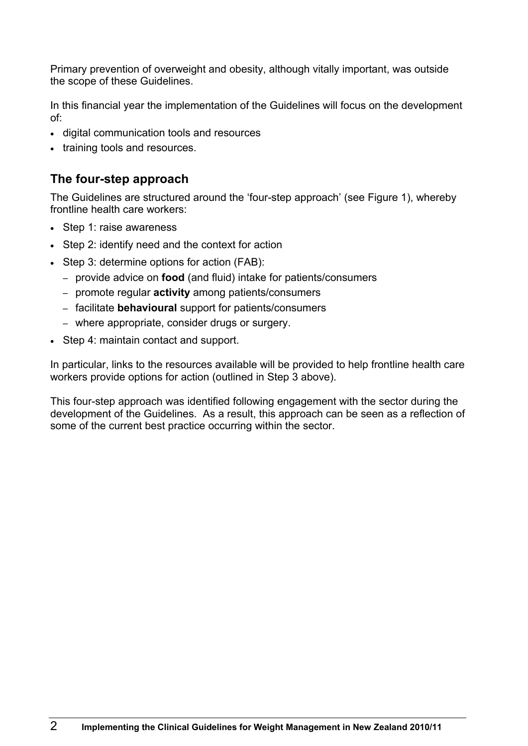Primary prevention of overweight and obesity, although vitally important, was outside the scope of these Guidelines.

In this financial year the implementation of the Guidelines will focus on the development of:

- digital communication tools and resources
- training tools and resources.

## The four-step approach

The Guidelines are structured around the 'four-step approach' (see Figure 1), whereby frontline health care workers:

- Step 1: raise awareness
- Step 2: identify need and the context for action
- Step 3: determine options for action (FAB):
  - provide advice on **food** (and fluid) intake for patients/consumers
  - promote regular **activity** among patients/consumers
  - facilitate **behavioural** support for patients/consumers
  - where appropriate, consider drugs or surgery.
- Step 4: maintain contact and support.

In particular, links to the resources available will be provided to help frontline health care workers provide options for action (outlined in Step 3 above).

This four-step approach was identified following engagement with the sector during the development of the Guidelines. As a result, this approach can be seen as a reflection of some of the current best practice occurring within the sector.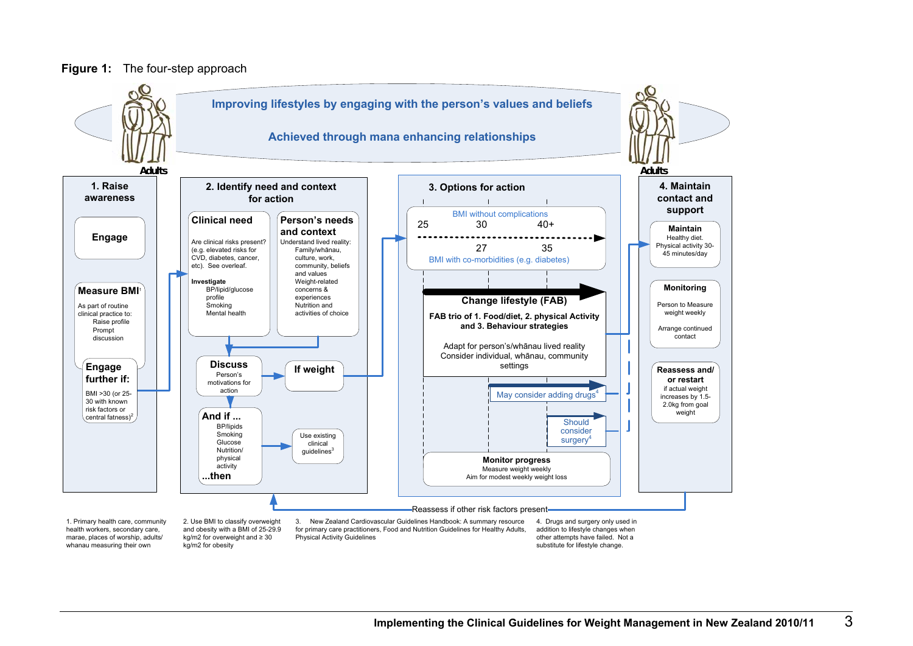**Figure 1:** The four-step approach

Improving lifestyles by engaging with the person's values and beliefs

Achieved through mana enhancing relationships

Adults

## 1. Raise awareness

**Engage**

**Measure BMI**[1]

As part of routine clinical practice to:
- Raise profile
- Prompt discussion

**Engage further if:**

BMI >30 (or 25-30 with known risk factors or central fatness)[2]

## 2. Identify need and context for action

**Clinical need**

Are clinical risks present? (e.g. elevated risks for CVD, diabetes, cancer, etc). See overleaf.

**Investigate**
- BP/lipid/glucose profile
- Smoking
- Mental health

**Person's needs and context**

Understand lived reality:
- Family/whānau, culture, work, community, beliefs and values
- Weight-related concerns & experiences
- Nutrition and activities of choice

**Discuss**

Person's motivations for action

**If weight**

**And if ...**
- BP/lipids
- Smoking
- Glucose
- Nutrition/ physical activity

**...then**

Use existing clinical guidelines[3]

## 3. Options for action

BMI without complications: 25 — 30 — 40+

BMI with co-morbidities (e.g. diabetes): 27 — 35

**Change lifestyle (FAB)**

**FAB trio of 1. Food/diet, 2. physical Activity and 3. Behaviour strategies**

Adapt for person's/whānau lived reality

Consider individual, whānau, community settings

May consider adding drugs[4]

Should consider surgery[4]

**Monitor progress**

Measure weight weekly

Aim for modest weekly weight loss

## 4. Maintain contact and support

Adults

**Maintain**

Healthy diet. Physical activity 30-45 minutes/day

**Monitoring**

Person to Measure weight weekly

Arrange continued contact

**Reassess and/ or restart**

if actual weight increases by 1.5-2.0kg from goal weight

Reassess if other risk factors present

1. Primary health care, community health workers, secondary care, marae, places of worship, adults/ whanau measuring their own
2. Use BMI to classify overweight and obesity with a BMI of 25-29.9 kg/m2 for overweight and ≥ 30 kg/m2 for obesity
3. New Zealand Cardiovascular Guidelines Handbook: A summary resource for primary care practitioners, Food and Nutrition Guidelines for Healthy Adults, Physical Activity Guidelines
4. Drugs and surgery only used in addition to lifestyle changes when other attempts have failed. Not a substitute for lifestyle change.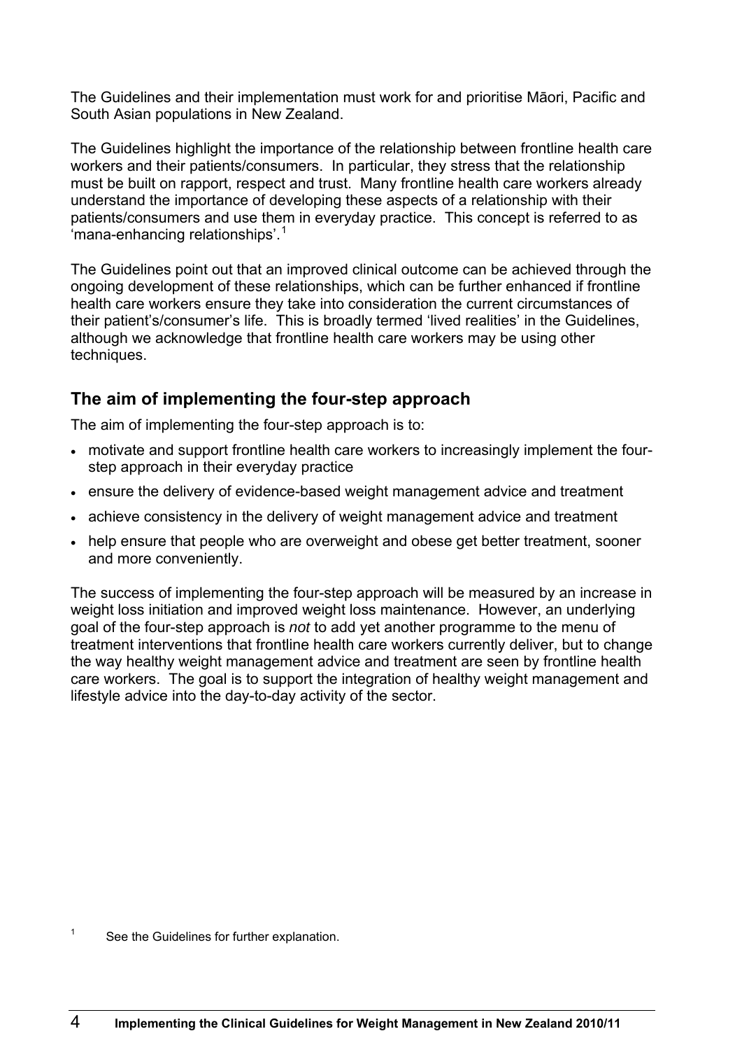The Guidelines and their implementation must work for and prioritise Māori, Pacific and South Asian populations in New Zealand.

The Guidelines highlight the importance of the relationship between frontline health care workers and their patients/consumers. In particular, they stress that the relationship must be built on rapport, respect and trust. Many frontline health care workers already understand the importance of developing these aspects of a relationship with their patients/consumers and use them in everyday practice. This concept is referred to as 'mana-enhancing relationships'.[1]

The Guidelines point out that an improved clinical outcome can be achieved through the ongoing development of these relationships, which can be further enhanced if frontline health care workers ensure they take into consideration the current circumstances of their patient's/consumer's life. This is broadly termed 'lived realities' in the Guidelines, although we acknowledge that frontline health care workers may be using other techniques.

## The aim of implementing the four-step approach

The aim of implementing the four-step approach is to:

- motivate and support frontline health care workers to increasingly implement the four-step approach in their everyday practice
- ensure the delivery of evidence-based weight management advice and treatment
- achieve consistency in the delivery of weight management advice and treatment
- help ensure that people who are overweight and obese get better treatment, sooner and more conveniently.

The success of implementing the four-step approach will be measured by an increase in weight loss initiation and improved weight loss maintenance. However, an underlying goal of the four-step approach is *not* to add yet another programme to the menu of treatment interventions that frontline health care workers currently deliver, but to change the way healthy weight management advice and treatment are seen by frontline health care workers. The goal is to support the integration of healthy weight management and lifestyle advice into the day-to-day activity of the sector.

[1] See the Guidelines for further explanation.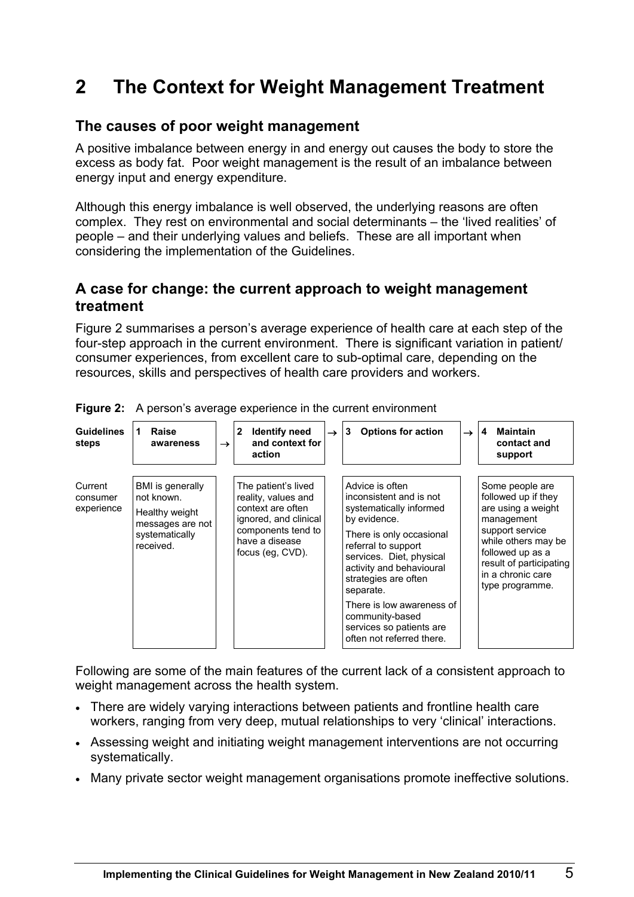# 2 The Context for Weight Management Treatment

## The causes of poor weight management

A positive imbalance between energy in and energy out causes the body to store the excess as body fat. Poor weight management is the result of an imbalance between energy input and energy expenditure.

Although this energy imbalance is well observed, the underlying reasons are often complex. They rest on environmental and social determinants – the 'lived realities' of people – and their underlying values and beliefs. These are all important when considering the implementation of the Guidelines.

## A case for change: the current approach to weight management treatment

Figure 2 summarises a person's average experience of health care at each step of the four-step approach in the current environment. There is significant variation in patient/ consumer experiences, from excellent care to sub-optimal care, depending on the resources, skills and perspectives of health care providers and workers.

**Figure 2:** A person's average experience in the current environment

| Guidelines steps | 1 Raise awareness | 2 Identify need and context for action | 3 Options for action | 4 Maintain contact and support |
|---|---|---|---|---|
| Current consumer experience | BMI is generally not known.<br><br>Healthy weight messages are not systematically received. | The patient's lived reality, values and context are often ignored, and clinical components tend to have a disease focus (eg, CVD). | Advice is often inconsistent and is not systematically informed by evidence.<br><br>There is only occasional referral to support services. Diet, physical activity and behavioural strategies are often separate.<br><br>There is low awareness of community-based services so patients are often not referred there. | Some people are followed up if they are using a weight management support service while others may be followed up as a result of participating in a chronic care type programme. |

Following are some of the main features of the current lack of a consistent approach to weight management across the health system.

- There are widely varying interactions between patients and frontline health care workers, ranging from very deep, mutual relationships to very 'clinical' interactions.
- Assessing weight and initiating weight management interventions are not occurring systematically.
- Many private sector weight management organisations promote ineffective solutions.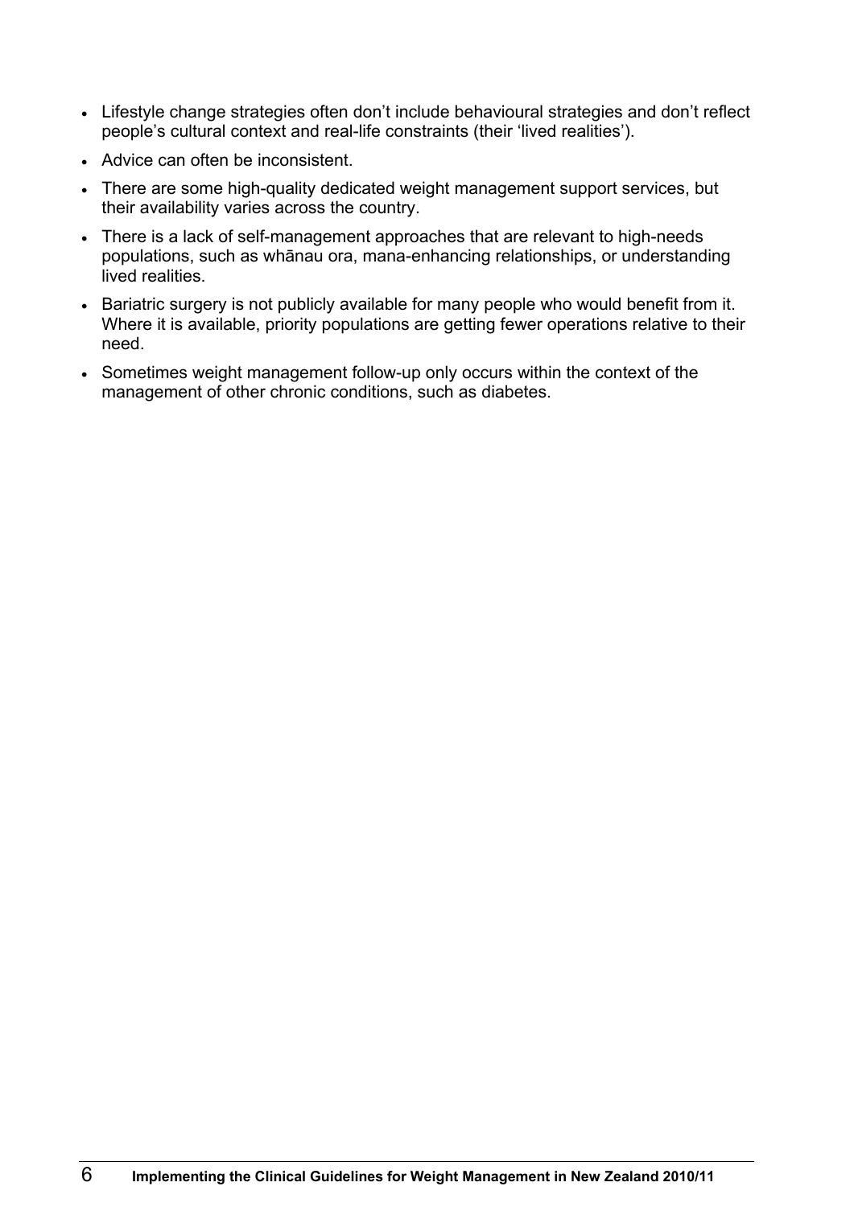- Lifestyle change strategies often don't include behavioural strategies and don't reflect people's cultural context and real-life constraints (their 'lived realities').
- Advice can often be inconsistent.
- There are some high-quality dedicated weight management support services, but their availability varies across the country.
- There is a lack of self-management approaches that are relevant to high-needs populations, such as whānau ora, mana-enhancing relationships, or understanding lived realities.
- Bariatric surgery is not publicly available for many people who would benefit from it. Where it is available, priority populations are getting fewer operations relative to their need.
- Sometimes weight management follow-up only occurs within the context of the management of other chronic conditions, such as diabetes.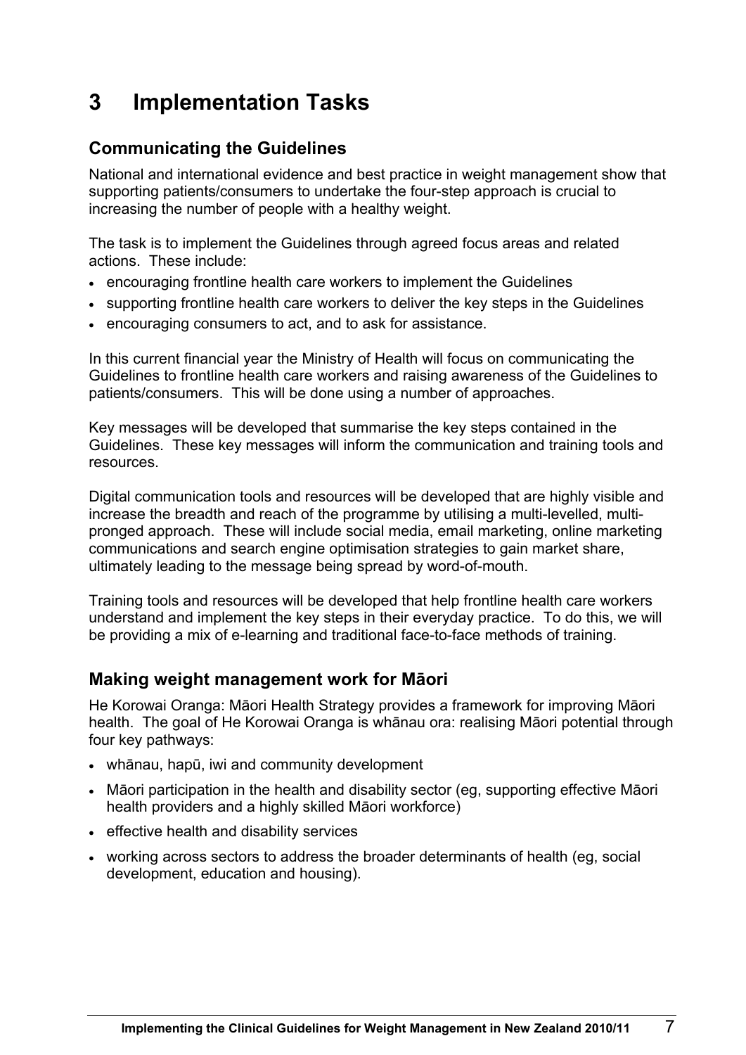# 3 Implementation Tasks

## Communicating the Guidelines

National and international evidence and best practice in weight management show that supporting patients/consumers to undertake the four-step approach is crucial to increasing the number of people with a healthy weight.

The task is to implement the Guidelines through agreed focus areas and related actions. These include:

- encouraging frontline health care workers to implement the Guidelines
- supporting frontline health care workers to deliver the key steps in the Guidelines
- encouraging consumers to act, and to ask for assistance.

In this current financial year the Ministry of Health will focus on communicating the Guidelines to frontline health care workers and raising awareness of the Guidelines to patients/consumers. This will be done using a number of approaches.

Key messages will be developed that summarise the key steps contained in the Guidelines. These key messages will inform the communication and training tools and resources.

Digital communication tools and resources will be developed that are highly visible and increase the breadth and reach of the programme by utilising a multi-levelled, multi-pronged approach. These will include social media, email marketing, online marketing communications and search engine optimisation strategies to gain market share, ultimately leading to the message being spread by word-of-mouth.

Training tools and resources will be developed that help frontline health care workers understand and implement the key steps in their everyday practice. To do this, we will be providing a mix of e-learning and traditional face-to-face methods of training.

## Making weight management work for Māori

He Korowai Oranga: Māori Health Strategy provides a framework for improving Māori health. The goal of He Korowai Oranga is whānau ora: realising Māori potential through four key pathways:

- whānau, hapū, iwi and community development
- Māori participation in the health and disability sector (eg, supporting effective Māori health providers and a highly skilled Māori workforce)
- effective health and disability services
- working across sectors to address the broader determinants of health (eg, social development, education and housing).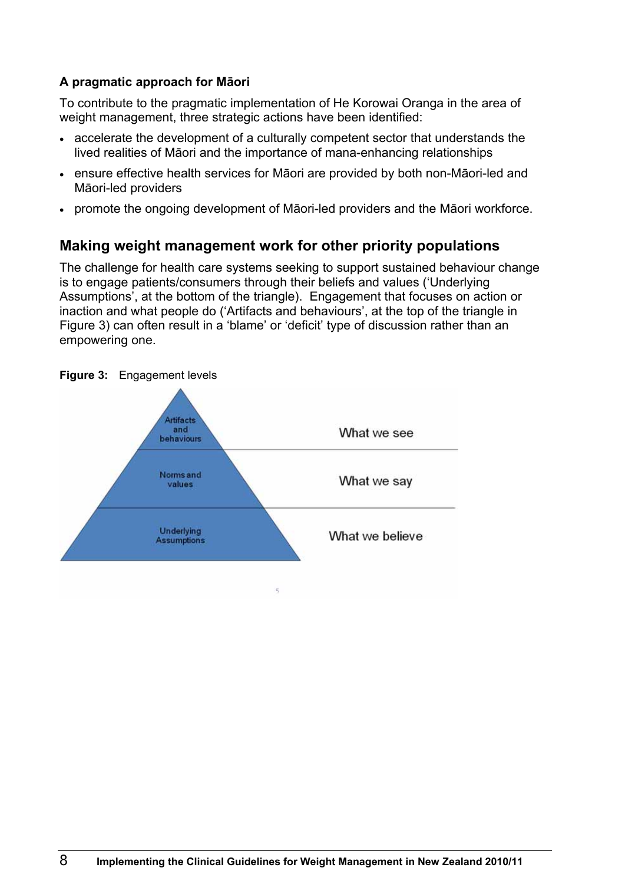**A pragmatic approach for Māori**

To contribute to the pragmatic implementation of He Korowai Oranga in the area of weight management, three strategic actions have been identified:

- accelerate the development of a culturally competent sector that understands the lived realities of Māori and the importance of mana-enhancing relationships
- ensure effective health services for Māori are provided by both non-Māori-led and Māori-led providers
- promote the ongoing development of Māori-led providers and the Māori workforce.

## Making weight management work for other priority populations

The challenge for health care systems seeking to support sustained behaviour change is to engage patients/consumers through their beliefs and values ('Underlying Assumptions', at the bottom of the triangle). Engagement that focuses on action or inaction and what people do ('Artifacts and behaviours', at the top of the triangle in Figure 3) can often result in a 'blame' or 'deficit' type of discussion rather than an empowering one.

**Figure 3:** Engagement levels

| Level | |
|---|---|
| Artifacts and behaviours | What we see |
| Norms and values | What we say |
| Underlying Assumptions | What we believe |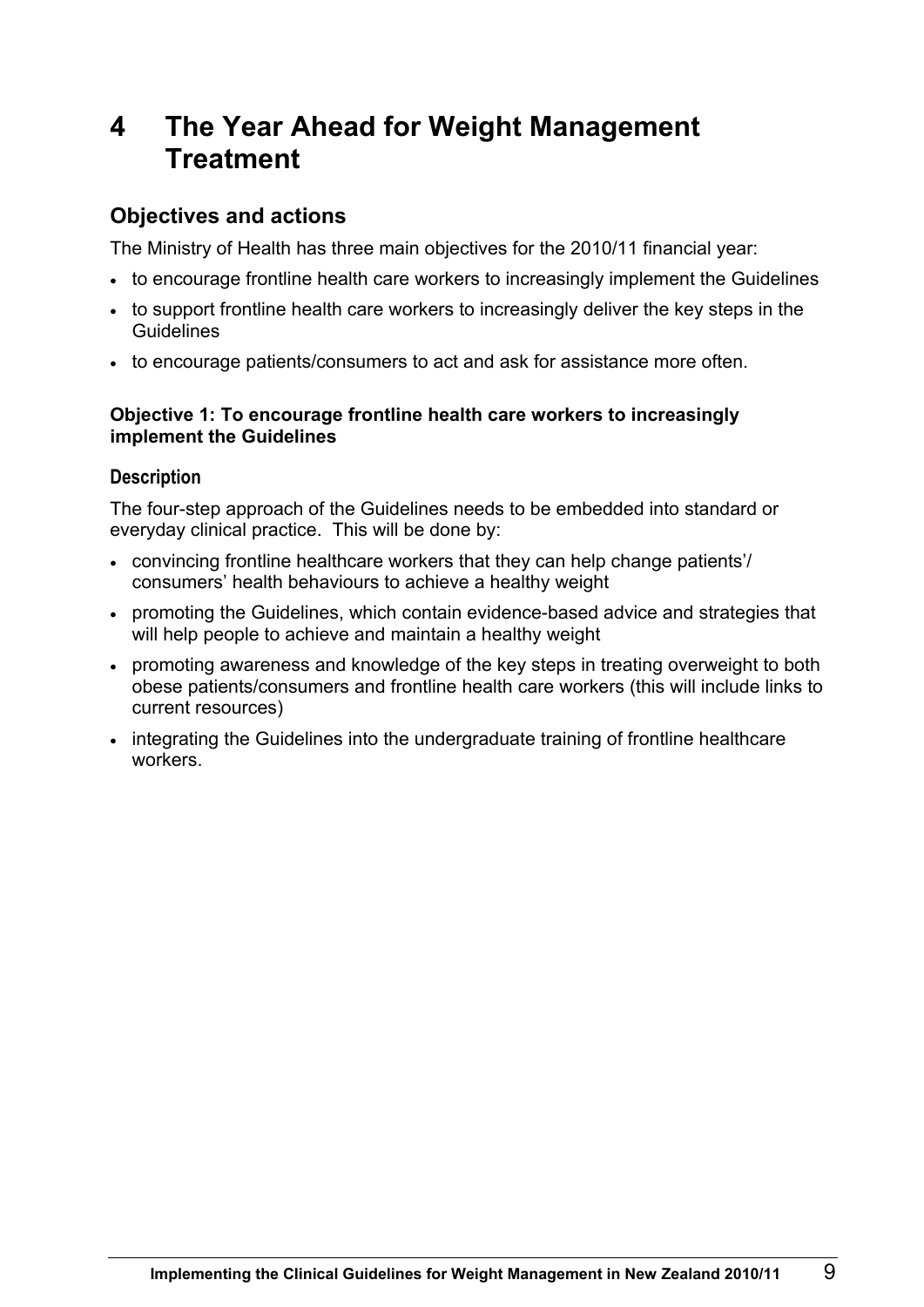# 4 The Year Ahead for Weight Management Treatment

## Objectives and actions

The Ministry of Health has three main objectives for the 2010/11 financial year:

- to encourage frontline health care workers to increasingly implement the Guidelines
- to support frontline health care workers to increasingly deliver the key steps in the Guidelines
- to encourage patients/consumers to act and ask for assistance more often.

**Objective 1: To encourage frontline health care workers to increasingly implement the Guidelines**

### Description

The four-step approach of the Guidelines needs to be embedded into standard or everyday clinical practice. This will be done by:

- convincing frontline healthcare workers that they can help change patients'/ consumers' health behaviours to achieve a healthy weight
- promoting the Guidelines, which contain evidence-based advice and strategies that will help people to achieve and maintain a healthy weight
- promoting awareness and knowledge of the key steps in treating overweight to both obese patients/consumers and frontline health care workers (this will include links to current resources)
- integrating the Guidelines into the undergraduate training of frontline healthcare workers.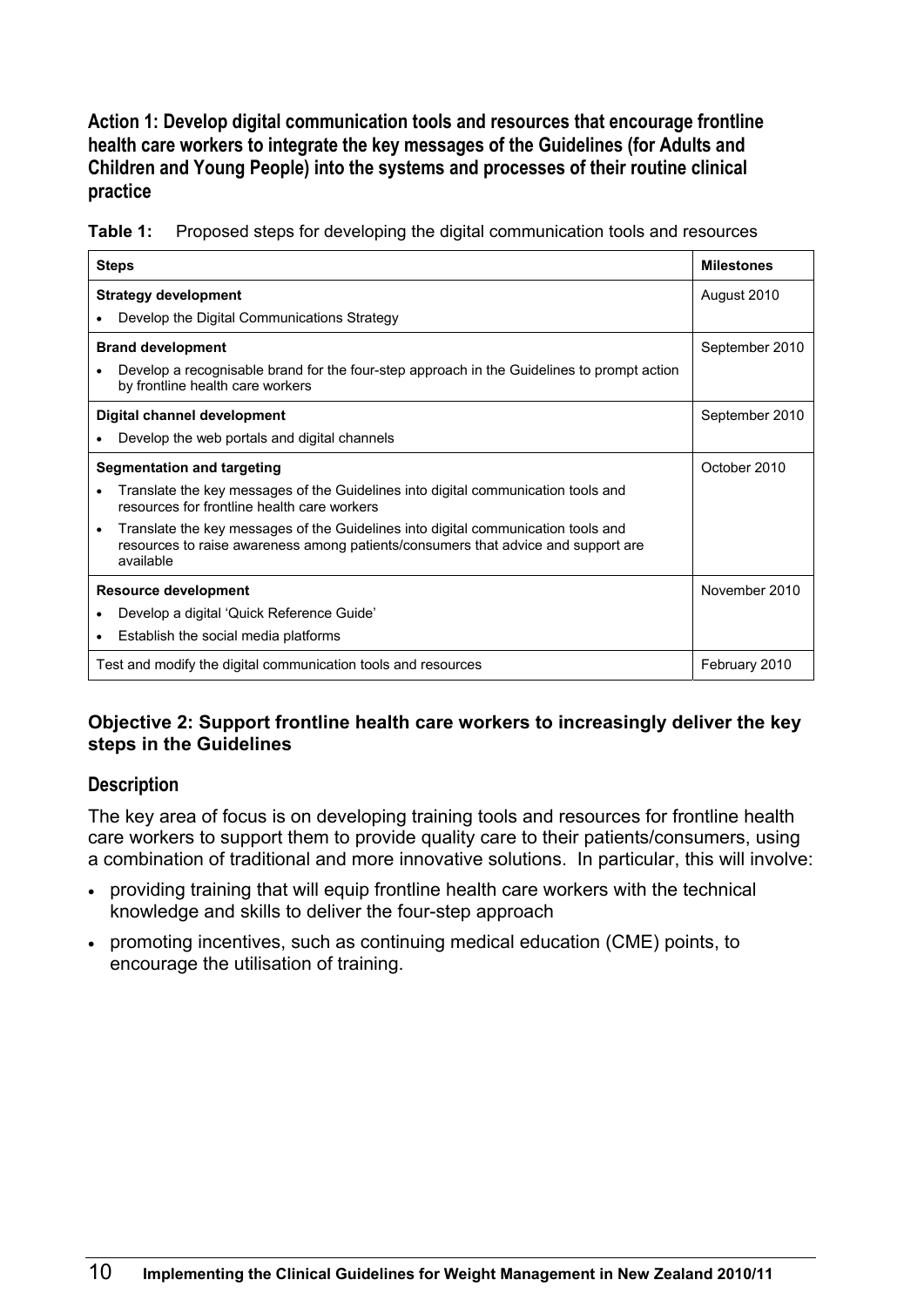### Action 1: Develop digital communication tools and resources that encourage frontline health care workers to integrate the key messages of the Guidelines (for Adults and Children and Young People) into the systems and processes of their routine clinical practice

**Table 1:** Proposed steps for developing the digital communication tools and resources

| Steps | Milestones |
|---|---|
| **Strategy development**<br>• Develop the Digital Communications Strategy | August 2010 |
| **Brand development**<br>• Develop a recognisable brand for the four-step approach in the Guidelines to prompt action by frontline health care workers | September 2010 |
| **Digital channel development**<br>• Develop the web portals and digital channels | September 2010 |
| **Segmentation and targeting**<br>• Translate the key messages of the Guidelines into digital communication tools and resources for frontline health care workers<br>• Translate the key messages of the Guidelines into digital communication tools and resources to raise awareness among patients/consumers that advice and support are available | October 2010 |
| **Resource development**<br>• Develop a digital 'Quick Reference Guide'<br>• Establish the social media platforms | November 2010 |
| Test and modify the digital communication tools and resources | February 2010 |

### Objective 2: Support frontline health care workers to increasingly deliver the key steps in the Guidelines

#### Description

The key area of focus is on developing training tools and resources for frontline health care workers to support them to provide quality care to their patients/consumers, using a combination of traditional and more innovative solutions. In particular, this will involve:

- providing training that will equip frontline health care workers with the technical knowledge and skills to deliver the four-step approach
- promoting incentives, such as continuing medical education (CME) points, to encourage the utilisation of training.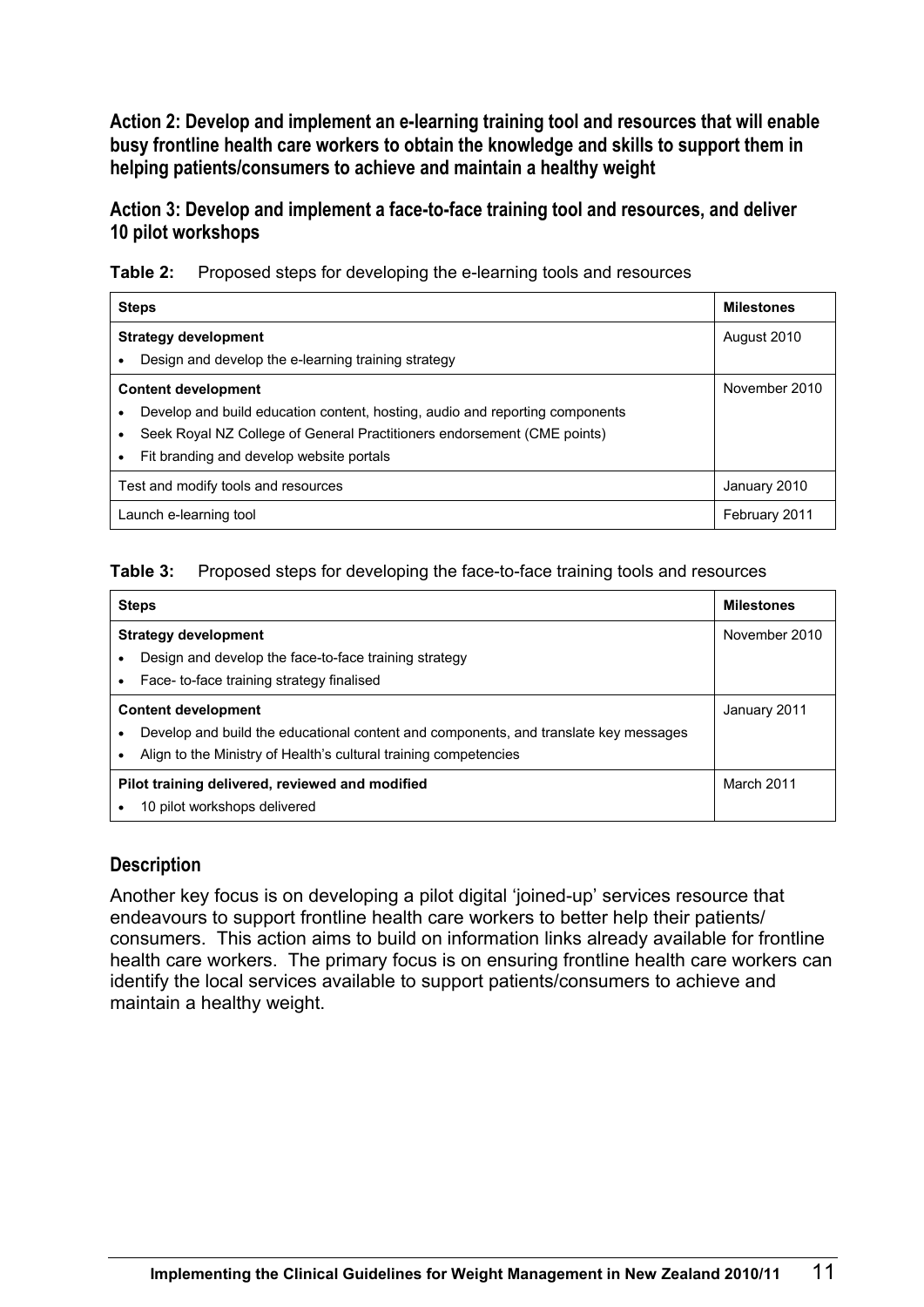**Action 2: Develop and implement an e-learning training tool and resources that will enable busy frontline health care workers to obtain the knowledge and skills to support them in helping patients/consumers to achieve and maintain a healthy weight**

**Action 3: Develop and implement a face-to-face training tool and resources, and deliver 10 pilot workshops**

**Table 2:** Proposed steps for developing the e-learning tools and resources

| Steps | Milestones |
| --- | --- |
| **Strategy development**<br>• Design and develop the e-learning training strategy | August 2010 |
| **Content development**<br>• Develop and build education content, hosting, audio and reporting components<br>• Seek Royal NZ College of General Practitioners endorsement (CME points)<br>• Fit branding and develop website portals | November 2010 |
| Test and modify tools and resources | January 2010 |
| Launch e-learning tool | February 2011 |

**Table 3:** Proposed steps for developing the face-to-face training tools and resources

| Steps | Milestones |
| --- | --- |
| **Strategy development**<br>• Design and develop the face-to-face training strategy<br>• Face- to-face training strategy finalised | November 2010 |
| **Content development**<br>• Develop and build the educational content and components, and translate key messages<br>• Align to the Ministry of Health's cultural training competencies | January 2011 |
| **Pilot training delivered, reviewed and modified**<br>• 10 pilot workshops delivered | March 2011 |

## Description

Another key focus is on developing a pilot digital 'joined-up' services resource that endeavours to support frontline health care workers to better help their patients/ consumers. This action aims to build on information links already available for frontline health care workers. The primary focus is on ensuring frontline health care workers can identify the local services available to support patients/consumers to achieve and maintain a healthy weight.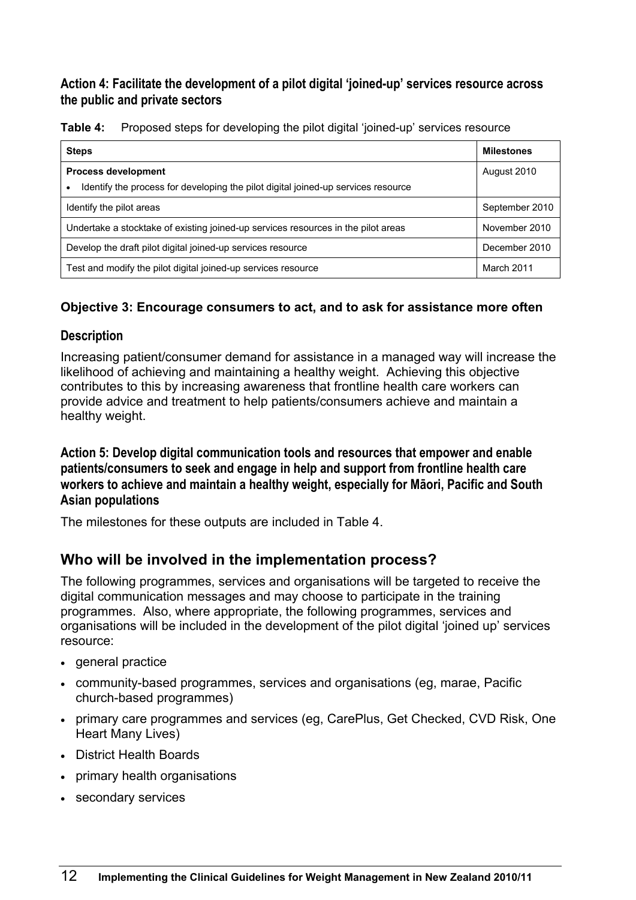#### Action 4: Facilitate the development of a pilot digital 'joined-up' services resource across the public and private sectors

**Table 4:** Proposed steps for developing the pilot digital 'joined-up' services resource

| Steps | Milestones |
|---|---|
| **Process development**<br>• Identify the process for developing the pilot digital joined-up services resource | August 2010 |
| Identify the pilot areas | September 2010 |
| Undertake a stocktake of existing joined-up services resources in the pilot areas | November 2010 |
| Develop the draft pilot digital joined-up services resource | December 2010 |
| Test and modify the pilot digital joined-up services resource | March 2011 |

### Objective 3: Encourage consumers to act, and to ask for assistance more often

#### Description

Increasing patient/consumer demand for assistance in a managed way will increase the likelihood of achieving and maintaining a healthy weight. Achieving this objective contributes to this by increasing awareness that frontline health care workers can provide advice and treatment to help patients/consumers achieve and maintain a healthy weight.

#### Action 5: Develop digital communication tools and resources that empower and enable patients/consumers to seek and engage in help and support from frontline health care workers to achieve and maintain a healthy weight, especially for Māori, Pacific and South Asian populations

The milestones for these outputs are included in Table 4.

## Who will be involved in the implementation process?

The following programmes, services and organisations will be targeted to receive the digital communication messages and may choose to participate in the training programmes. Also, where appropriate, the following programmes, services and organisations will be included in the development of the pilot digital 'joined up' services resource:

- general practice
- community-based programmes, services and organisations (eg, marae, Pacific church-based programmes)
- primary care programmes and services (eg, CarePlus, Get Checked, CVD Risk, One Heart Many Lives)
- District Health Boards
- primary health organisations
- secondary services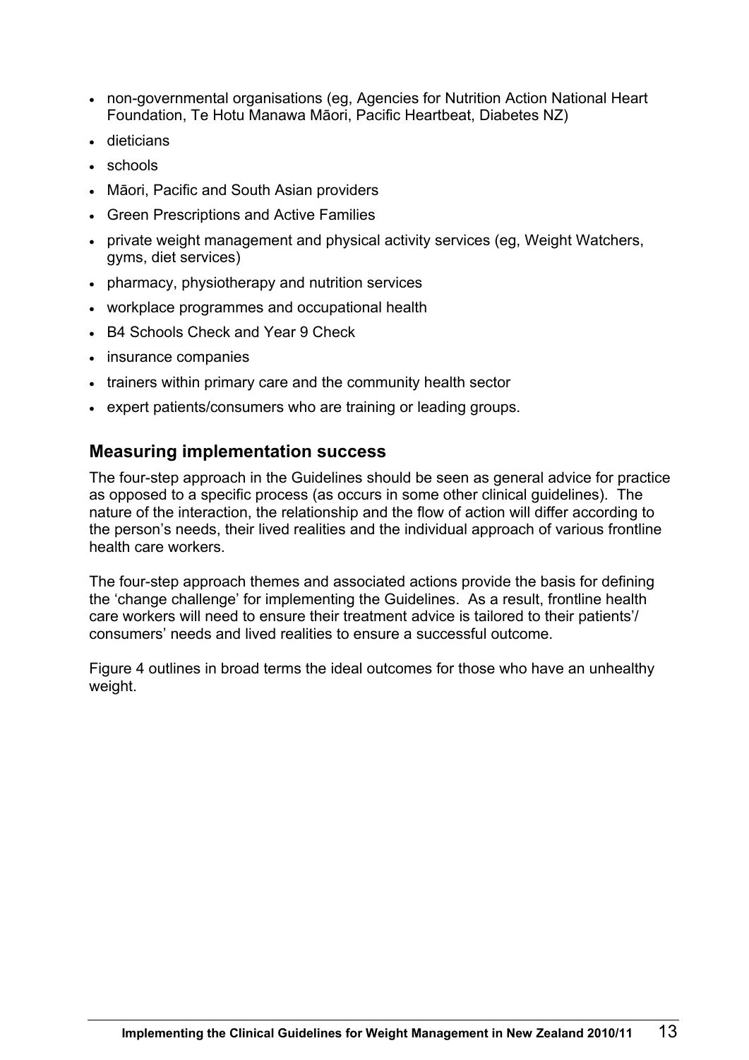- non-governmental organisations (eg, Agencies for Nutrition Action National Heart Foundation, Te Hotu Manawa Māori, Pacific Heartbeat, Diabetes NZ)
- dieticians
- schools
- Māori, Pacific and South Asian providers
- Green Prescriptions and Active Families
- private weight management and physical activity services (eg, Weight Watchers, gyms, diet services)
- pharmacy, physiotherapy and nutrition services
- workplace programmes and occupational health
- B4 Schools Check and Year 9 Check
- insurance companies
- trainers within primary care and the community health sector
- expert patients/consumers who are training or leading groups.

## Measuring implementation success

The four-step approach in the Guidelines should be seen as general advice for practice as opposed to a specific process (as occurs in some other clinical guidelines). The nature of the interaction, the relationship and the flow of action will differ according to the person's needs, their lived realities and the individual approach of various frontline health care workers.

The four-step approach themes and associated actions provide the basis for defining the 'change challenge' for implementing the Guidelines. As a result, frontline health care workers will need to ensure their treatment advice is tailored to their patients'/ consumers' needs and lived realities to ensure a successful outcome.

Figure 4 outlines in broad terms the ideal outcomes for those who have an unhealthy weight.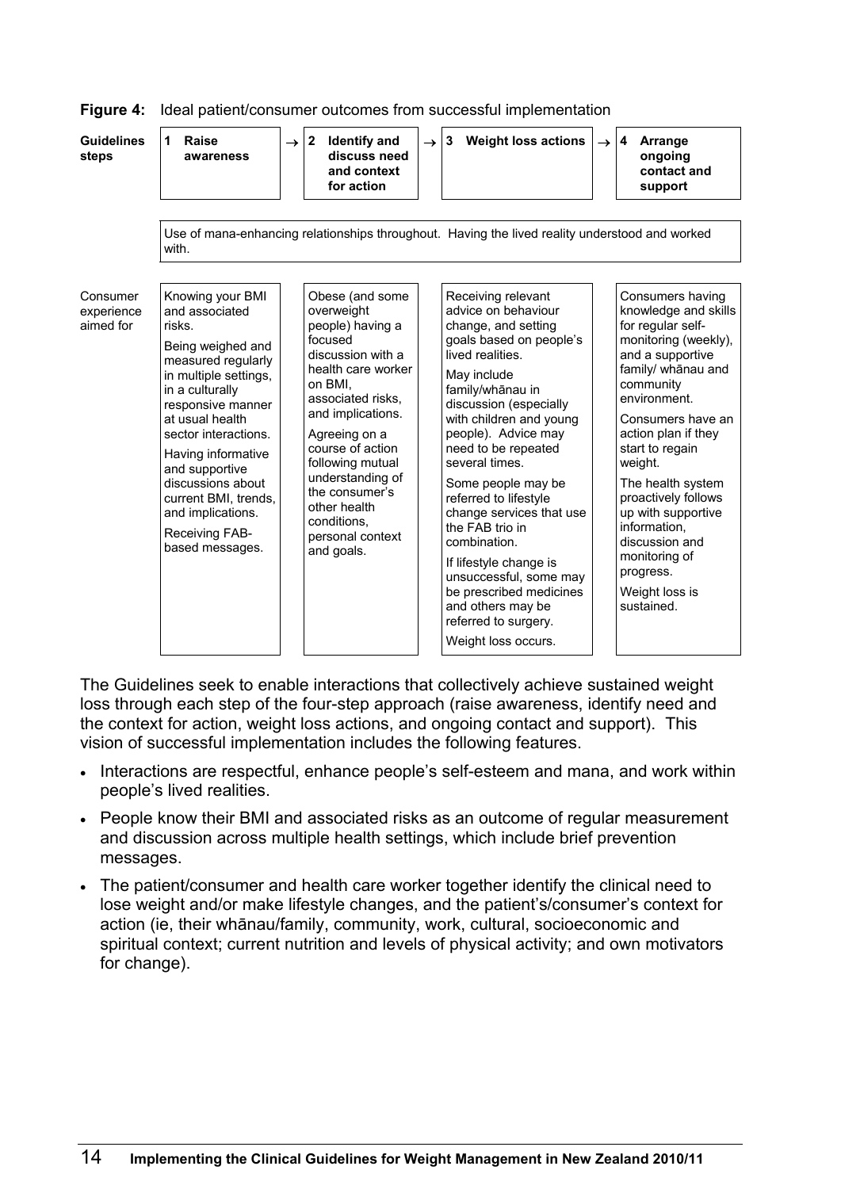**Figure 4:** Ideal patient/consumer outcomes from successful implementation

| Guidelines steps | 1 Raise awareness | 2 Identify and discuss need and context for action | 3 Weight loss actions | 4 Arrange ongoing contact and support |
|---|---|---|---|---|
| | Use of mana-enhancing relationships throughout. Having the lived reality understood and worked with. | | | |
| Consumer experience aimed for | Knowing your BMI and associated risks.<br><br>Being weighed and measured regularly in multiple settings, in a culturally responsive manner at usual health sector interactions.<br><br>Having informative and supportive discussions about current BMI, trends, and implications.<br><br>Receiving FAB-based messages. | Obese (and some overweight people) having a focused discussion with a health care worker on BMI, associated risks, and implications.<br><br>Agreeing on a course of action following mutual understanding of the consumer's other health conditions, personal context and goals. | Receiving relevant advice on behaviour change, and setting goals based on people's lived realities.<br><br>May include family/whānau in discussion (especially with children and young people). Advice may need to be repeated several times.<br><br>Some people may be referred to lifestyle change services that use the FAB trio in combination.<br><br>If lifestyle change is unsuccessful, some may be prescribed medicines and others may be referred to surgery.<br><br>Weight loss occurs. | Consumers having knowledge and skills for regular self-monitoring (weekly), and a supportive family/ whānau and community environment.<br><br>Consumers have an action plan if they start to regain weight.<br><br>The health system proactively follows up with supportive information, discussion and monitoring of progress.<br><br>Weight loss is sustained. |

The Guidelines seek to enable interactions that collectively achieve sustained weight loss through each step of the four-step approach (raise awareness, identify need and the context for action, weight loss actions, and ongoing contact and support). This vision of successful implementation includes the following features.

- Interactions are respectful, enhance people's self-esteem and mana, and work within people's lived realities.
- People know their BMI and associated risks as an outcome of regular measurement and discussion across multiple health settings, which include brief prevention messages.
- The patient/consumer and health care worker together identify the clinical need to lose weight and/or make lifestyle changes, and the patient's/consumer's context for action (ie, their whānau/family, community, work, cultural, socioeconomic and spiritual context; current nutrition and levels of physical activity; and own motivators for change).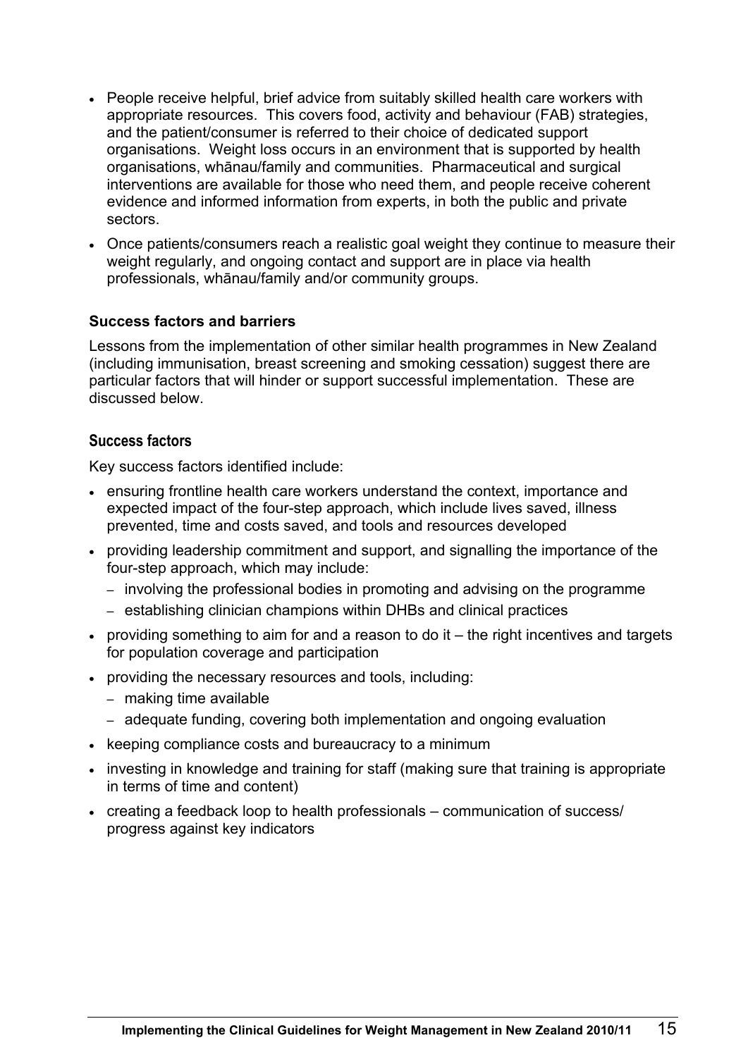- People receive helpful, brief advice from suitably skilled health care workers with appropriate resources. This covers food, activity and behaviour (FAB) strategies, and the patient/consumer is referred to their choice of dedicated support organisations. Weight loss occurs in an environment that is supported by health organisations, whānau/family and communities. Pharmaceutical and surgical interventions are available for those who need them, and people receive coherent evidence and informed information from experts, in both the public and private sectors.
- Once patients/consumers reach a realistic goal weight they continue to measure their weight regularly, and ongoing contact and support are in place via health professionals, whānau/family and/or community groups.

### Success factors and barriers

Lessons from the implementation of other similar health programmes in New Zealand (including immunisation, breast screening and smoking cessation) suggest there are particular factors that will hinder or support successful implementation. These are discussed below.

#### Success factors

Key success factors identified include:

- ensuring frontline health care workers understand the context, importance and expected impact of the four-step approach, which include lives saved, illness prevented, time and costs saved, and tools and resources developed
- providing leadership commitment and support, and signalling the importance of the four-step approach, which may include:
  - involving the professional bodies in promoting and advising on the programme
  - establishing clinician champions within DHBs and clinical practices
- providing something to aim for and a reason to do it – the right incentives and targets for population coverage and participation
- providing the necessary resources and tools, including:
  - making time available
  - adequate funding, covering both implementation and ongoing evaluation
- keeping compliance costs and bureaucracy to a minimum
- investing in knowledge and training for staff (making sure that training is appropriate in terms of time and content)
- creating a feedback loop to health professionals – communication of success/ progress against key indicators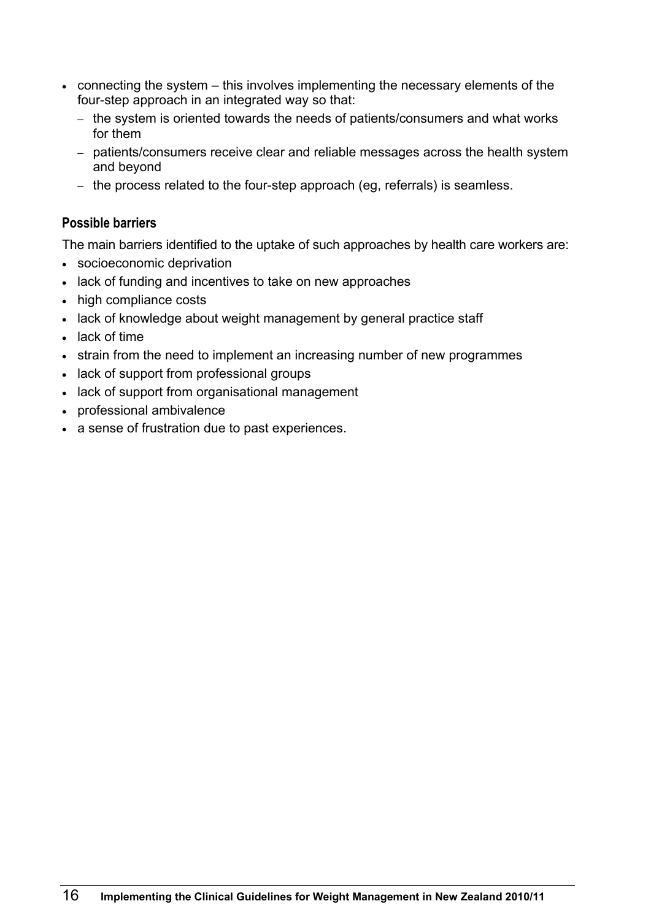- connecting the system – this involves implementing the necessary elements of the four-step approach in an integrated way so that:
  - the system is oriented towards the needs of patients/consumers and what works for them
  - patients/consumers receive clear and reliable messages across the health system and beyond
  - the process related to the four-step approach (eg, referrals) is seamless.

### Possible barriers

The main barriers identified to the uptake of such approaches by health care workers are:

- socioeconomic deprivation
- lack of funding and incentives to take on new approaches
- high compliance costs
- lack of knowledge about weight management by general practice staff
- lack of time
- strain from the need to implement an increasing number of new programmes
- lack of support from professional groups
- lack of support from organisational management
- professional ambivalence
- a sense of frustration due to past experiences.